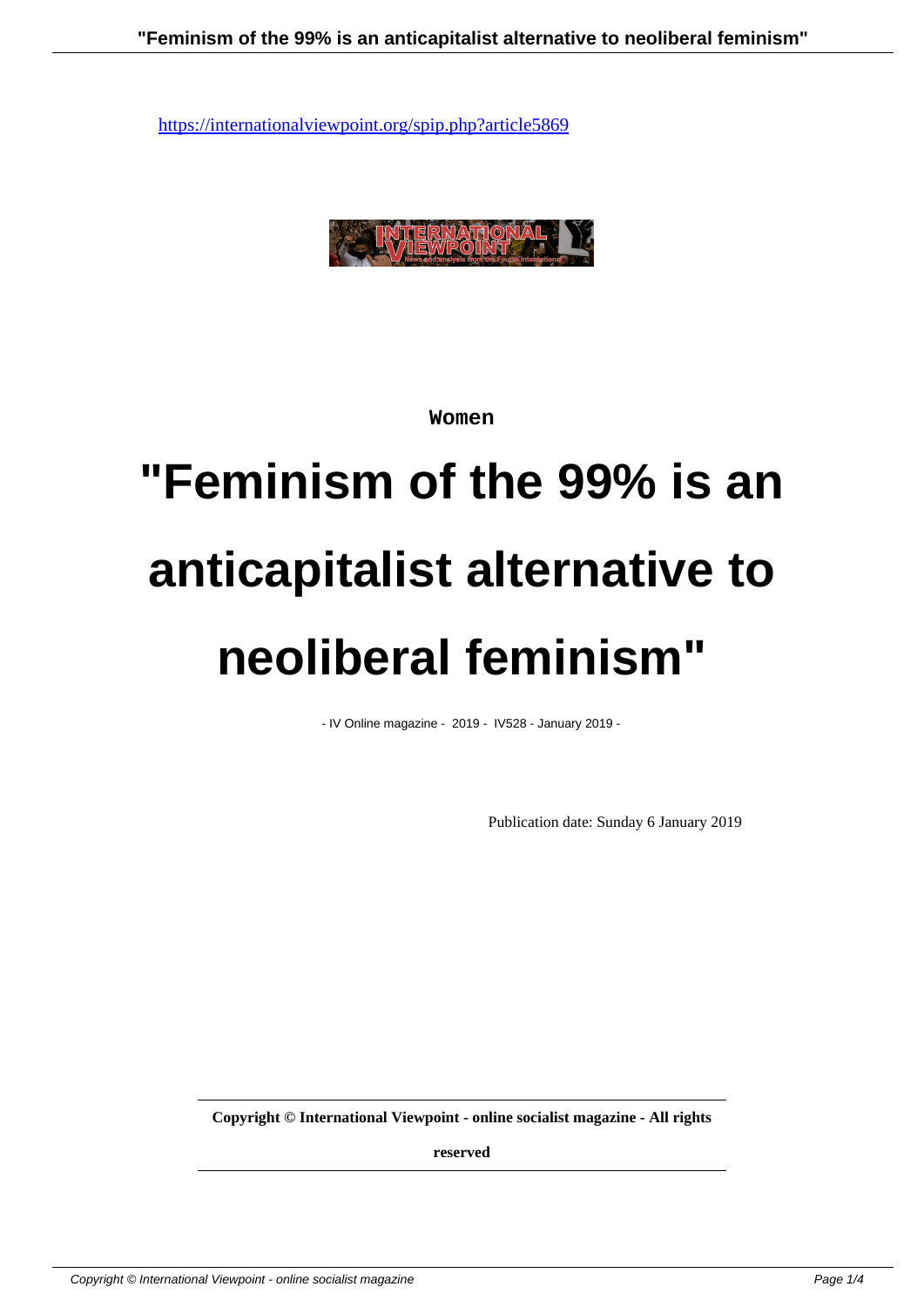https://internationalviewpoint.org/spip.php?article5869

Women

# "Feminism of the 99% is an anticapitalist alternative to neoliberal feminism"

- IV Online magazine - 2019 - IV528 - January 2019 -

Publication date: Sunday 6 January 2019

**Copyright © International Viewpoint - online socialist magazine - All rights reserved**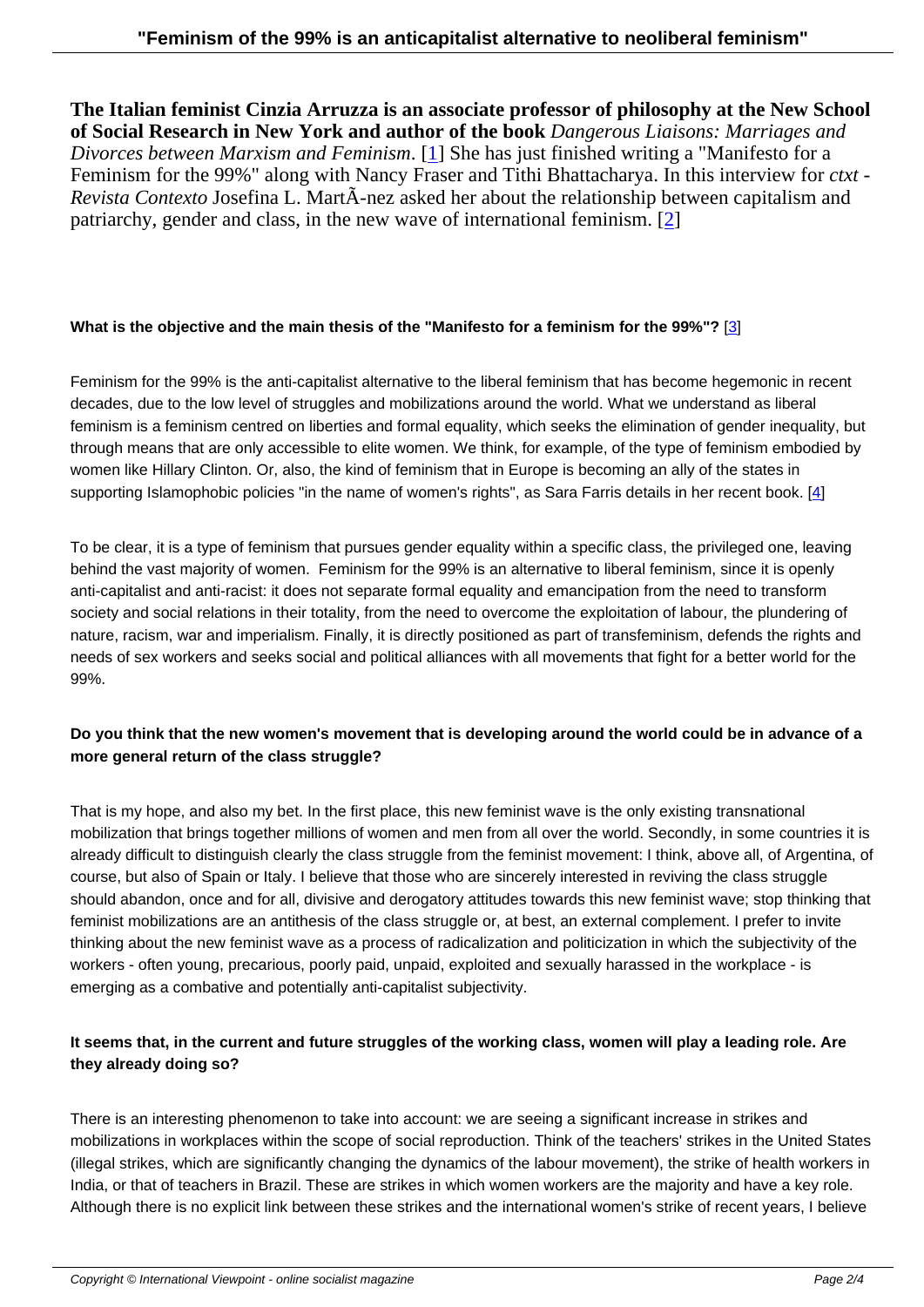**The Italian feminist Cinzia Arruzza is an associate professor of philosophy at the New School of Social Research in New York and author of the book** *Dangerous Liaisons: Marriages and Divorces between Marxism and Feminism*. [1] She has just finished writing a "Manifesto for a Feminism for the 99%" along with Nancy Fraser and Tithi Bhattacharya. In this interview for *ctxt - Revista Contexto* Josefina L. MartÃ-nez asked her about the relationship between capitalism and patriarchy, gender and class, in the new wave of international feminism. [2]

**What is the objective and the main thesis of the "Manifesto for a feminism for the 99%"?** [3]

Feminism for the 99% is the anti-capitalist alternative to the liberal feminism that has become hegemonic in recent decades, due to the low level of struggles and mobilizations around the world. What we understand as liberal feminism is a feminism centred on liberties and formal equality, which seeks the elimination of gender inequality, but through means that are only accessible to elite women. We think, for example, of the type of feminism embodied by women like Hillary Clinton. Or, also, the kind of feminism that in Europe is becoming an ally of the states in supporting Islamophobic policies "in the name of women's rights", as Sara Farris details in her recent book. [4]

To be clear, it is a type of feminism that pursues gender equality within a specific class, the privileged one, leaving behind the vast majority of women. Feminism for the 99% is an alternative to liberal feminism, since it is openly anti-capitalist and anti-racist: it does not separate formal equality and emancipation from the need to transform society and social relations in their totality, from the need to overcome the exploitation of labour, the plundering of nature, racism, war and imperialism. Finally, it is directly positioned as part of transfeminism, defends the rights and needs of sex workers and seeks social and political alliances with all movements that fight for a better world for the 99%.

**Do you think that the new women's movement that is developing around the world could be in advance of a more general return of the class struggle?**

That is my hope, and also my bet. In the first place, this new feminist wave is the only existing transnational mobilization that brings together millions of women and men from all over the world. Secondly, in some countries it is already difficult to distinguish clearly the class struggle from the feminist movement: I think, above all, of Argentina, of course, but also of Spain or Italy. I believe that those who are sincerely interested in reviving the class struggle should abandon, once and for all, divisive and derogatory attitudes towards this new feminist wave; stop thinking that feminist mobilizations are an antithesis of the class struggle or, at best, an external complement. I prefer to invite thinking about the new feminist wave as a process of radicalization and politicization in which the subjectivity of the workers - often young, precarious, poorly paid, unpaid, exploited and sexually harassed in the workplace - is emerging as a combative and potentially anti-capitalist subjectivity.

**It seems that, in the current and future struggles of the working class, women will play a leading role. Are they already doing so?**

There is an interesting phenomenon to take into account: we are seeing a significant increase in strikes and mobilizations in workplaces within the scope of social reproduction. Think of the teachers' strikes in the United States (illegal strikes, which are significantly changing the dynamics of the labour movement), the strike of health workers in India, or that of teachers in Brazil. These are strikes in which women workers are the majority and have a key role. Although there is no explicit link between these strikes and the international women's strike of recent years, I believe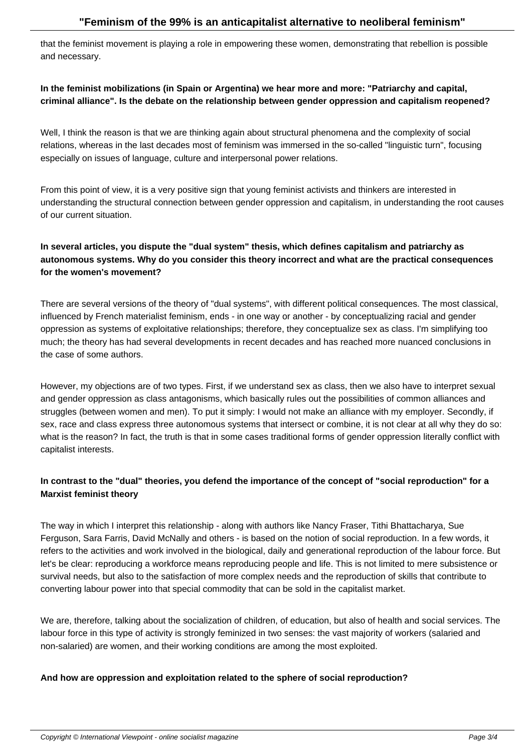that the feminist movement is playing a role in empowering these women, demonstrating that rebellion is possible and necessary.

**In the feminist mobilizations (in Spain or Argentina) we hear more and more: "Patriarchy and capital, criminal alliance". Is the debate on the relationship between gender oppression and capitalism reopened?**

Well, I think the reason is that we are thinking again about structural phenomena and the complexity of social relations, whereas in the last decades most of feminism was immersed in the so-called "linguistic turn", focusing especially on issues of language, culture and interpersonal power relations.

From this point of view, it is a very positive sign that young feminist activists and thinkers are interested in understanding the structural connection between gender oppression and capitalism, in understanding the root causes of our current situation.

**In several articles, you dispute the "dual system" thesis, which defines capitalism and patriarchy as autonomous systems. Why do you consider this theory incorrect and what are the practical consequences for the women's movement?**

There are several versions of the theory of "dual systems", with different political consequences. The most classical, influenced by French materialist feminism, ends - in one way or another - by conceptualizing racial and gender oppression as systems of exploitative relationships; therefore, they conceptualize sex as class. I'm simplifying too much; the theory has had several developments in recent decades and has reached more nuanced conclusions in the case of some authors.

However, my objections are of two types. First, if we understand sex as class, then we also have to interpret sexual and gender oppression as class antagonisms, which basically rules out the possibilities of common alliances and struggles (between women and men). To put it simply: I would not make an alliance with my employer. Secondly, if sex, race and class express three autonomous systems that intersect or combine, it is not clear at all why they do so: what is the reason? In fact, the truth is that in some cases traditional forms of gender oppression literally conflict with capitalist interests.

**In contrast to the "dual" theories, you defend the importance of the concept of "social reproduction" for a Marxist feminist theory**

The way in which I interpret this relationship - along with authors like Nancy Fraser, Tithi Bhattacharya, Sue Ferguson, Sara Farris, David McNally and others - is based on the notion of social reproduction. In a few words, it refers to the activities and work involved in the biological, daily and generational reproduction of the labour force. But let's be clear: reproducing a workforce means reproducing people and life. This is not limited to mere subsistence or survival needs, but also to the satisfaction of more complex needs and the reproduction of skills that contribute to converting labour power into that special commodity that can be sold in the capitalist market.

We are, therefore, talking about the socialization of children, of education, but also of health and social services. The labour force in this type of activity is strongly feminized in two senses: the vast majority of workers (salaried and non-salaried) are women, and their working conditions are among the most exploited.

**And how are oppression and exploitation related to the sphere of social reproduction?**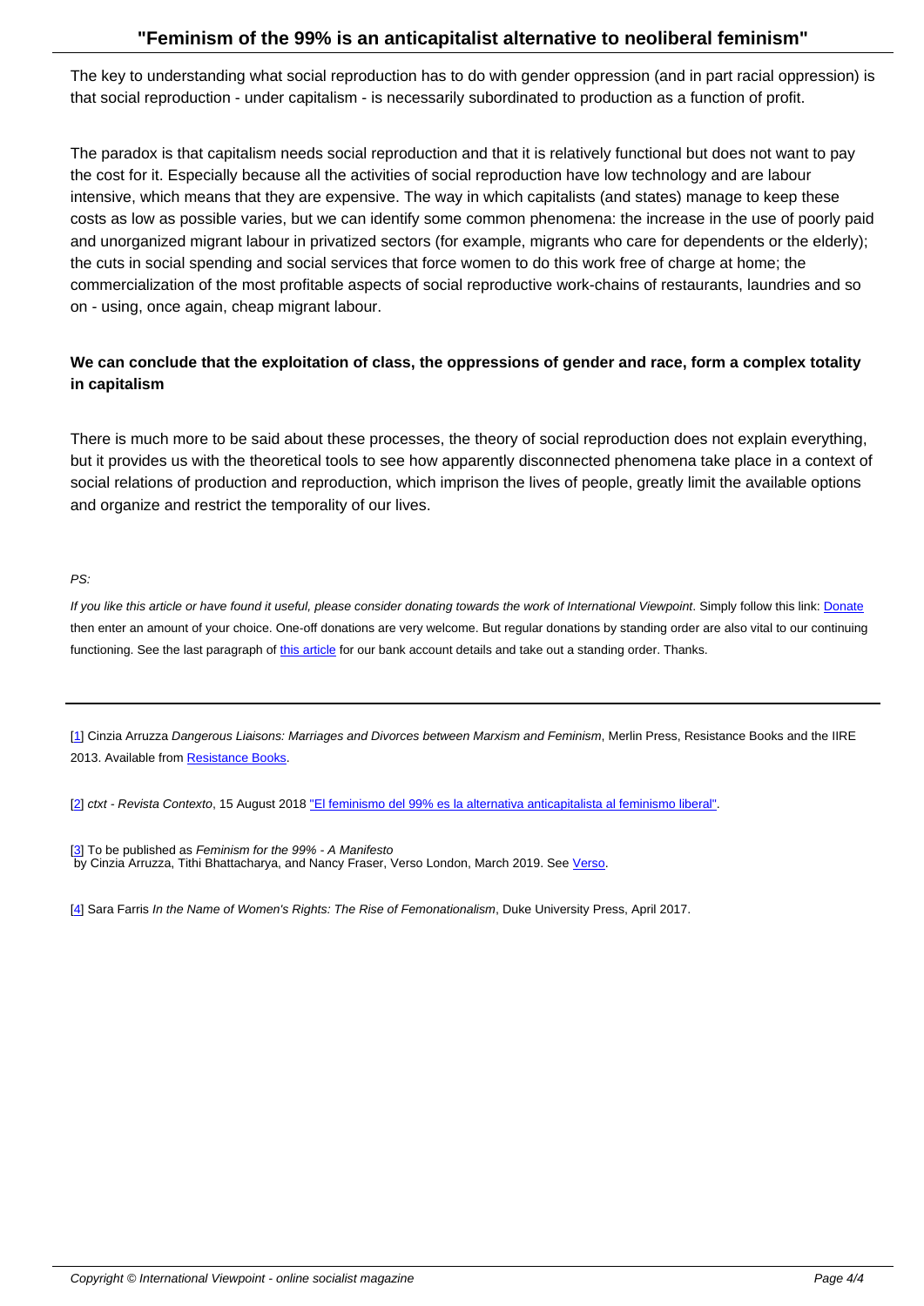The key to understanding what social reproduction has to do with gender oppression (and in part racial oppression) is that social reproduction - under capitalism - is necessarily subordinated to production as a function of profit.

The paradox is that capitalism needs social reproduction and that it is relatively functional but does not want to pay the cost for it. Especially because all the activities of social reproduction have low technology and are labour intensive, which means that they are expensive. The way in which capitalists (and states) manage to keep these costs as low as possible varies, but we can identify some common phenomena: the increase in the use of poorly paid and unorganized migrant labour in privatized sectors (for example, migrants who care for dependents or the elderly); the cuts in social spending and social services that force women to do this work free of charge at home; the commercialization of the most profitable aspects of social reproductive work-chains of restaurants, laundries and so on - using, once again, cheap migrant labour.

**We can conclude that the exploitation of class, the oppressions of gender and race, form a complex totality in capitalism**

There is much more to be said about these processes, the theory of social reproduction does not explain everything, but it provides us with the theoretical tools to see how apparently disconnected phenomena take place in a context of social relations of production and reproduction, which imprison the lives of people, greatly limit the available options and organize and restrict the temporality of our lives.

*PS:*

*If you like this article or have found it useful, please consider donating towards the work of International Viewpoint*. Simply follow this link: Donate then enter an amount of your choice. One-off donations are very welcome. But regular donations by standing order are also vital to our continuing functioning. See the last paragraph of this article for our bank account details and take out a standing order. Thanks.

---

[1] Cinzia Arruzza *Dangerous Liaisons: Marriages and Divorces between Marxism and Feminism*, Merlin Press, Resistance Books and the IIRE 2013. Available from Resistance Books.

[2] *ctxt - Revista Contexto*, 15 August 2018 "El feminismo del 99% es la alternativa anticapitalista al feminismo liberal".

[3] To be published as *Feminism for the 99% - A Manifesto* by Cinzia Arruzza, Tithi Bhattacharya, and Nancy Fraser, Verso London, March 2019. See Verso.

[4] Sara Farris *In the Name of Women's Rights: The Rise of Femonationalism*, Duke University Press, April 2017.